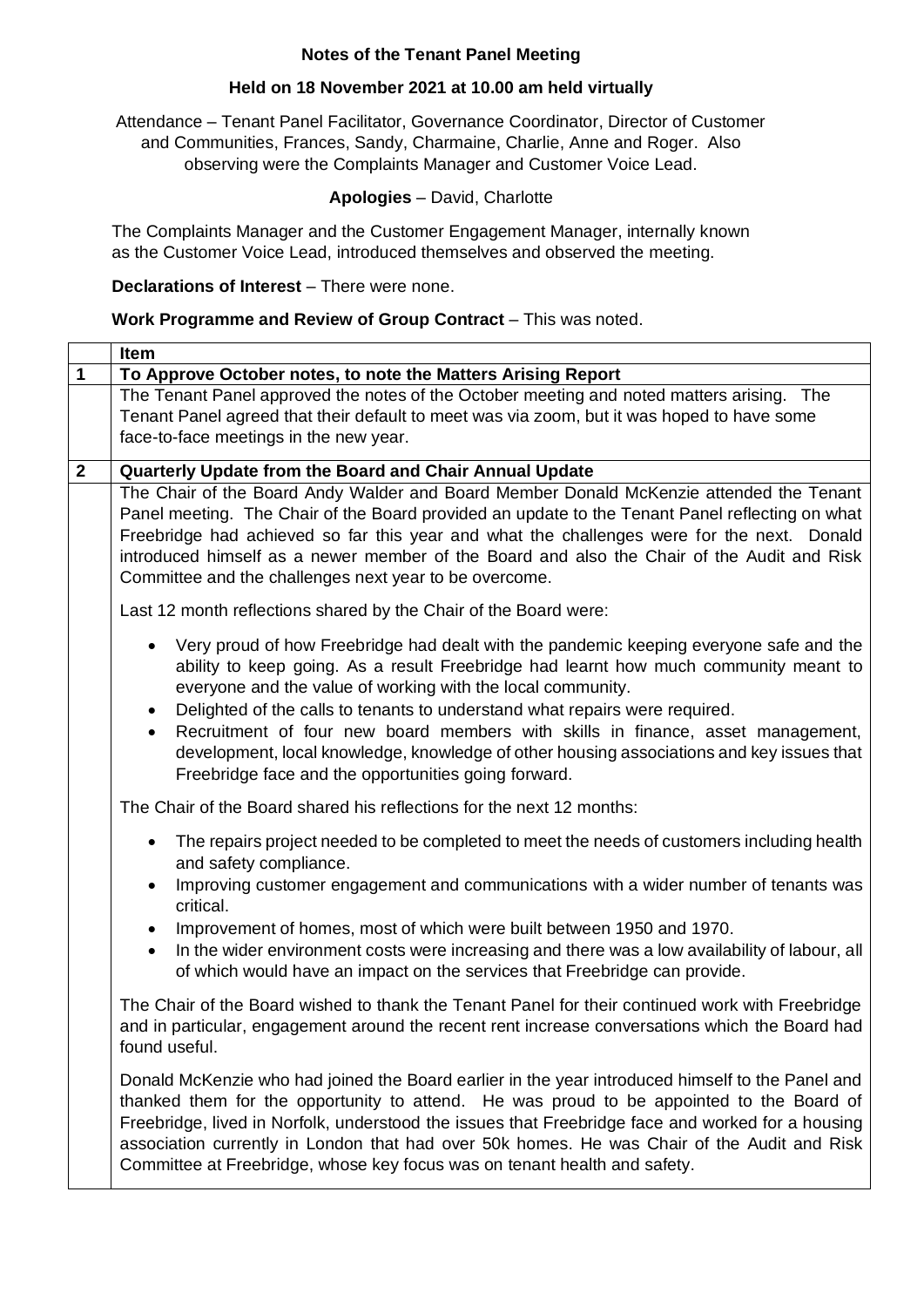# Notes of the Tenant Panel Meeting

## Held on 18 November 2021 at 10.00 am held virtually

Attendance – Tenant Panel Facilitator, Governance Coordinator, Director of Customer and Communities, Frances, Sandy, Charmaine, Charlie, Anne and Roger. Also observing were the Complaints Manager and Customer Voice Lead.

**Apologies** – David, Charlotte

The Complaints Manager and the Customer Engagement Manager, internally known as the Customer Voice Lead, introduced themselves and observed the meeting.

**Declarations of Interest** – There were none.

**Work Programme and Review of Group Contract** – This was noted.

| | **Item** |
|---|---|
| **1** | **To Approve October notes, to note the Matters Arising Report** |
| | The Tenant Panel approved the notes of the October meeting and noted matters arising. The Tenant Panel agreed that their default to meet was via zoom, but it was hoped to have some face-to-face meetings in the new year. |
| **2** | **Quarterly Update from the Board and Chair Annual Update** |
| | The Chair of the Board Andy Walder and Board Member Donald McKenzie attended the Tenant Panel meeting. The Chair of the Board provided an update to the Tenant Panel reflecting on what Freebridge had achieved so far this year and what the challenges were for the next. Donald introduced himself as a newer member of the Board and also the Chair of the Audit and Risk Committee and the challenges next year to be overcome.<br><br>Last 12 month reflections shared by the Chair of the Board were:<br><br>• Very proud of how Freebridge had dealt with the pandemic keeping everyone safe and the ability to keep going. As a result Freebridge had learnt how much community meant to everyone and the value of working with the local community.<br>• Delighted of the calls to tenants to understand what repairs were required.<br>• Recruitment of four new board members with skills in finance, asset management, development, local knowledge, knowledge of other housing associations and key issues that Freebridge face and the opportunities going forward.<br><br>The Chair of the Board shared his reflections for the next 12 months:<br><br>• The repairs project needed to be completed to meet the needs of customers including health and safety compliance.<br>• Improving customer engagement and communications with a wider number of tenants was critical.<br>• Improvement of homes, most of which were built between 1950 and 1970.<br>• In the wider environment costs were increasing and there was a low availability of labour, all of which would have an impact on the services that Freebridge can provide.<br><br>The Chair of the Board wished to thank the Tenant Panel for their continued work with Freebridge and in particular, engagement around the recent rent increase conversations which the Board had found useful.<br><br>Donald McKenzie who had joined the Board earlier in the year introduced himself to the Panel and thanked them for the opportunity to attend. He was proud to be appointed to the Board of Freebridge, lived in Norfolk, understood the issues that Freebridge face and worked for a housing association currently in London that had over 50k homes. He was Chair of the Audit and Risk Committee at Freebridge, whose key focus was on tenant health and safety. |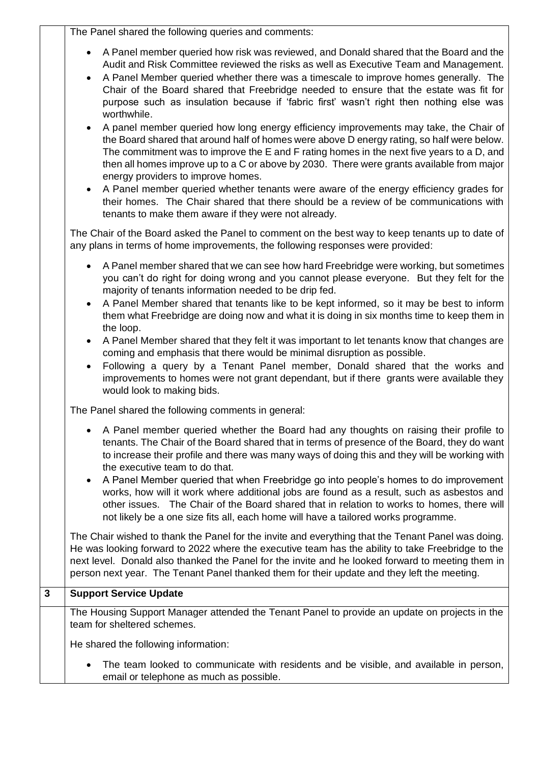The Panel shared the following queries and comments:

- A Panel member queried how risk was reviewed, and Donald shared that the Board and the Audit and Risk Committee reviewed the risks as well as Executive Team and Management.
- A Panel Member queried whether there was a timescale to improve homes generally. The Chair of the Board shared that Freebridge needed to ensure that the estate was fit for purpose such as insulation because if 'fabric first' wasn't right then nothing else was worthwhile.
- A panel member queried how long energy efficiency improvements may take, the Chair of the Board shared that around half of homes were above D energy rating, so half were below. The commitment was to improve the E and F rating homes in the next five years to a D, and then all homes improve up to a C or above by 2030. There were grants available from major energy providers to improve homes.
- A Panel member queried whether tenants were aware of the energy efficiency grades for their homes. The Chair shared that there should be a review of be communications with tenants to make them aware if they were not already.

The Chair of the Board asked the Panel to comment on the best way to keep tenants up to date of any plans in terms of home improvements, the following responses were provided:

- A Panel member shared that we can see how hard Freebridge were working, but sometimes you can't do right for doing wrong and you cannot please everyone. But they felt for the majority of tenants information needed to be drip fed.
- A Panel Member shared that tenants like to be kept informed, so it may be best to inform them what Freebridge are doing now and what it is doing in six months time to keep them in the loop.
- A Panel Member shared that they felt it was important to let tenants know that changes are coming and emphasis that there would be minimal disruption as possible.
- Following a query by a Tenant Panel member, Donald shared that the works and improvements to homes were not grant dependant, but if there grants were available they would look to making bids.

The Panel shared the following comments in general:

- A Panel member queried whether the Board had any thoughts on raising their profile to tenants. The Chair of the Board shared that in terms of presence of the Board, they do want to increase their profile and there was many ways of doing this and they will be working with the executive team to do that.
- A Panel Member queried that when Freebridge go into people's homes to do improvement works, how will it work where additional jobs are found as a result, such as asbestos and other issues. The Chair of the Board shared that in relation to works to homes, there will not likely be a one size fits all, each home will have a tailored works programme.

The Chair wished to thank the Panel for the invite and everything that the Tenant Panel was doing. He was looking forward to 2022 where the executive team has the ability to take Freebridge to the next level. Donald also thanked the Panel for the invite and he looked forward to meeting them in person next year. The Tenant Panel thanked them for their update and they left the meeting.

## 3 Support Service Update

The Housing Support Manager attended the Tenant Panel to provide an update on projects in the team for sheltered schemes.

He shared the following information:

- The team looked to communicate with residents and be visible, and available in person, email or telephone as much as possible.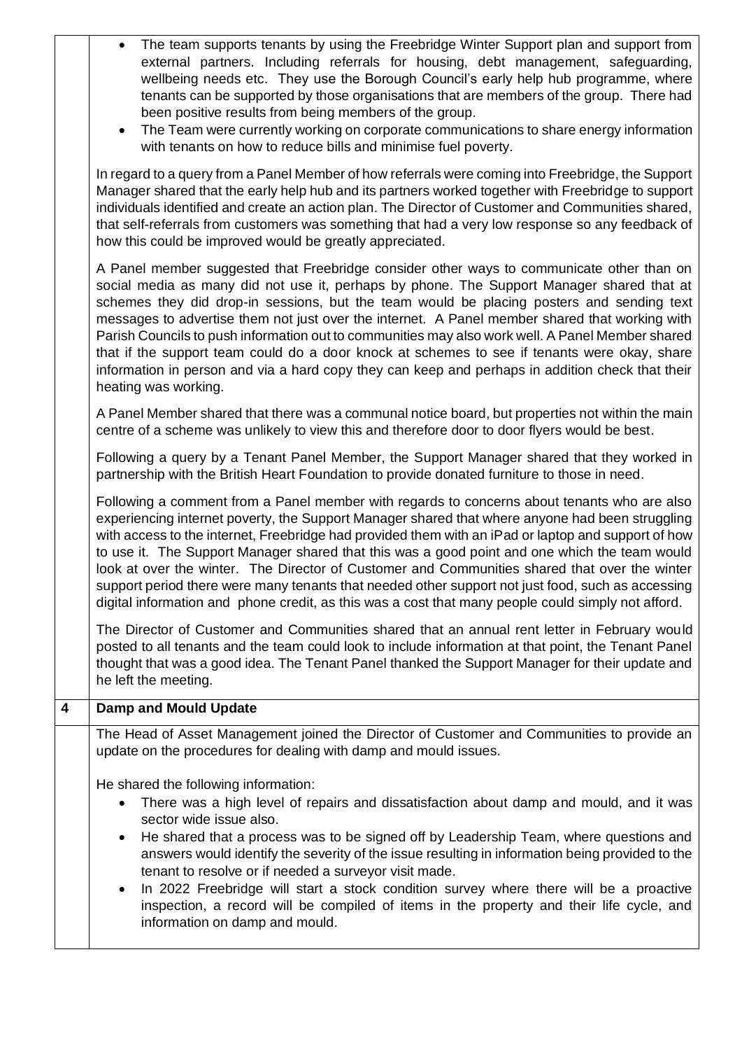- The team supports tenants by using the Freebridge Winter Support plan and support from external partners. Including referrals for housing, debt management, safeguarding, wellbeing needs etc. They use the Borough Council's early help hub programme, where tenants can be supported by those organisations that are members of the group. There had been positive results from being members of the group.
- The Team were currently working on corporate communications to share energy information with tenants on how to reduce bills and minimise fuel poverty.

In regard to a query from a Panel Member of how referrals were coming into Freebridge, the Support Manager shared that the early help hub and its partners worked together with Freebridge to support individuals identified and create an action plan. The Director of Customer and Communities shared, that self-referrals from customers was something that had a very low response so any feedback of how this could be improved would be greatly appreciated.

A Panel member suggested that Freebridge consider other ways to communicate other than on social media as many did not use it, perhaps by phone. The Support Manager shared that at schemes they did drop-in sessions, but the team would be placing posters and sending text messages to advertise them not just over the internet. A Panel member shared that working with Parish Councils to push information out to communities may also work well. A Panel Member shared that if the support team could do a door knock at schemes to see if tenants were okay, share information in person and via a hard copy they can keep and perhaps in addition check that their heating was working.

A Panel Member shared that there was a communal notice board, but properties not within the main centre of a scheme was unlikely to view this and therefore door to door flyers would be best.

Following a query by a Tenant Panel Member, the Support Manager shared that they worked in partnership with the British Heart Foundation to provide donated furniture to those in need.

Following a comment from a Panel member with regards to concerns about tenants who are also experiencing internet poverty, the Support Manager shared that where anyone had been struggling with access to the internet, Freebridge had provided them with an iPad or laptop and support of how to use it. The Support Manager shared that this was a good point and one which the team would look at over the winter. The Director of Customer and Communities shared that over the winter support period there were many tenants that needed other support not just food, such as accessing digital information and phone credit, as this was a cost that many people could simply not afford.

The Director of Customer and Communities shared that an annual rent letter in February would posted to all tenants and the team could look to include information at that point, the Tenant Panel thought that was a good idea. The Tenant Panel thanked the Support Manager for their update and he left the meeting.

## 4 Damp and Mould Update

The Head of Asset Management joined the Director of Customer and Communities to provide an update on the procedures for dealing with damp and mould issues.

He shared the following information:

- There was a high level of repairs and dissatisfaction about damp and mould, and it was sector wide issue also.
- He shared that a process was to be signed off by Leadership Team, where questions and answers would identify the severity of the issue resulting in information being provided to the tenant to resolve or if needed a surveyor visit made.
- In 2022 Freebridge will start a stock condition survey where there will be a proactive inspection, a record will be compiled of items in the property and their life cycle, and information on damp and mould.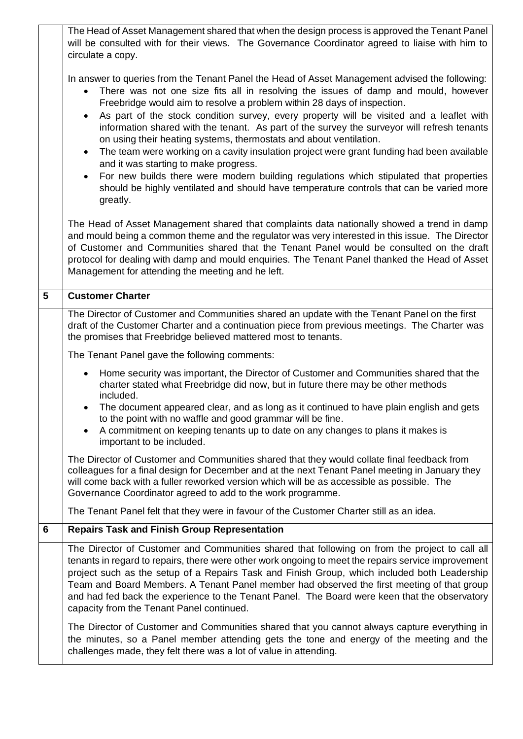| | |
|---|---|
| | The Head of Asset Management shared that when the design process is approved the Tenant Panel will be consulted with for their views. The Governance Coordinator agreed to liaise with him to circulate a copy.<br><br>In answer to queries from the Tenant Panel the Head of Asset Management advised the following:<br>• There was not one size fits all in resolving the issues of damp and mould, however Freebridge would aim to resolve a problem within 28 days of inspection.<br>• As part of the stock condition survey, every property will be visited and a leaflet with information shared with the tenant. As part of the survey the surveyor will refresh tenants on using their heating systems, thermostats and about ventilation.<br>• The team were working on a cavity insulation project were grant funding had been available and it was starting to make progress.<br>• For new builds there were modern building regulations which stipulated that properties should be highly ventilated and should have temperature controls that can be varied more greatly.<br><br>The Head of Asset Management shared that complaints data nationally showed a trend in damp and mould being a common theme and the regulator was very interested in this issue. The Director of Customer and Communities shared that the Tenant Panel would be consulted on the draft protocol for dealing with damp and mould enquiries. The Tenant Panel thanked the Head of Asset Management for attending the meeting and he left. |
| **5** | **Customer Charter** |
| | The Director of Customer and Communities shared an update with the Tenant Panel on the first draft of the Customer Charter and a continuation piece from previous meetings. The Charter was the promises that Freebridge believed mattered most to tenants.<br><br>The Tenant Panel gave the following comments:<br><br>• Home security was important, the Director of Customer and Communities shared that the charter stated what Freebridge did now, but in future there may be other methods included.<br>• The document appeared clear, and as long as it continued to have plain english and gets to the point with no waffle and good grammar will be fine.<br>• A commitment on keeping tenants up to date on any changes to plans it makes is important to be included.<br><br>The Director of Customer and Communities shared that they would collate final feedback from colleagues for a final design for December and at the next Tenant Panel meeting in January they will come back with a fuller reworked version which will be as accessible as possible. The Governance Coordinator agreed to add to the work programme.<br><br>The Tenant Panel felt that they were in favour of the Customer Charter still as an idea. |
| **6** | **Repairs Task and Finish Group Representation** |
| | The Director of Customer and Communities shared that following on from the project to call all tenants in regard to repairs, there were other work ongoing to meet the repairs service improvement project such as the setup of a Repairs Task and Finish Group, which included both Leadership Team and Board Members. A Tenant Panel member had observed the first meeting of that group and had fed back the experience to the Tenant Panel. The Board were keen that the observatory capacity from the Tenant Panel continued.<br><br>The Director of Customer and Communities shared that you cannot always capture everything in the minutes, so a Panel member attending gets the tone and energy of the meeting and the challenges made, they felt there was a lot of value in attending. |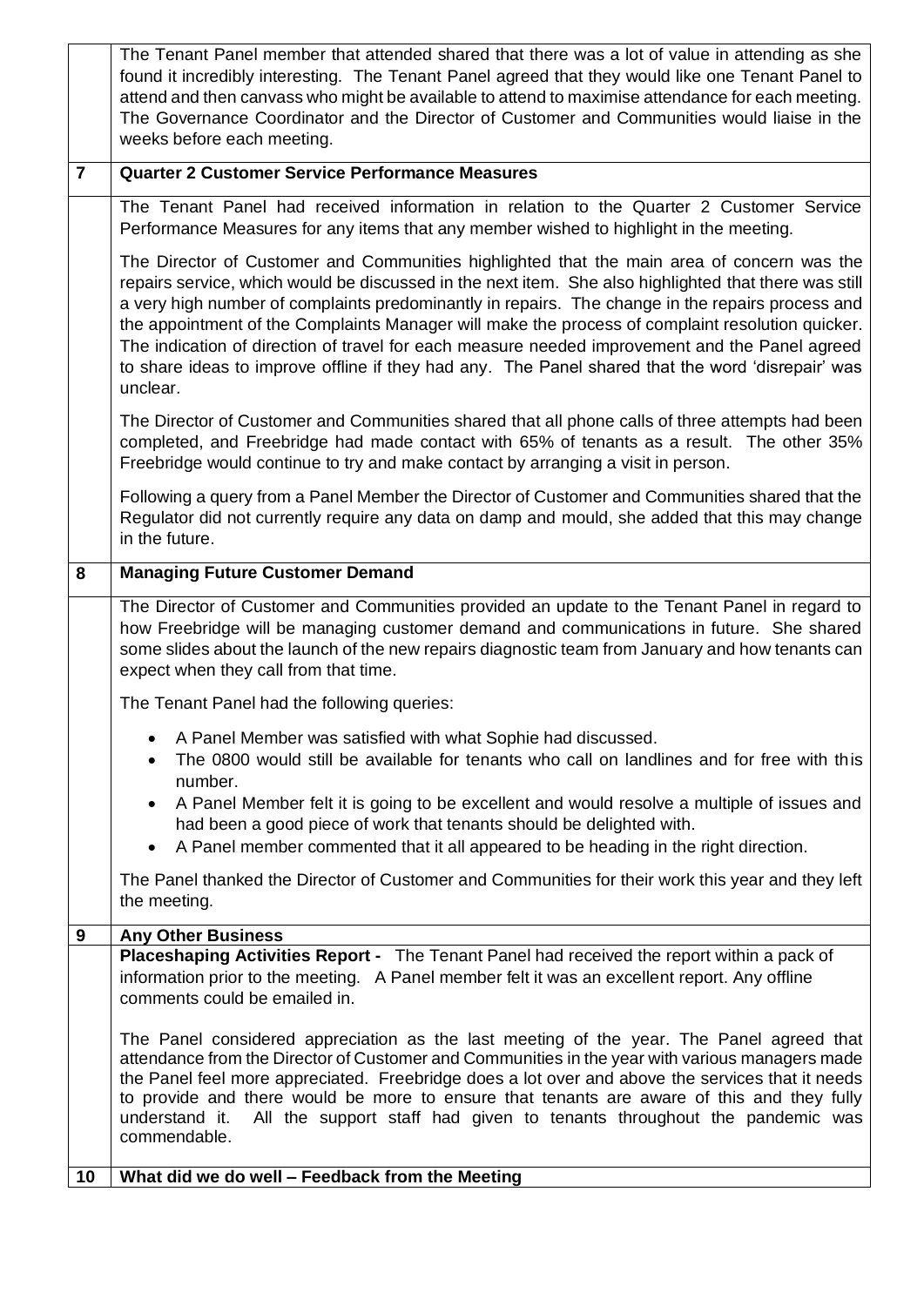| | |
|---|---|
| | The Tenant Panel member that attended shared that there was a lot of value in attending as she found it incredibly interesting. The Tenant Panel agreed that they would like one Tenant Panel to attend and then canvass who might be available to attend to maximise attendance for each meeting. The Governance Coordinator and the Director of Customer and Communities would liaise in the weeks before each meeting. |
| **7** | **Quarter 2 Customer Service Performance Measures** |
| | The Tenant Panel had received information in relation to the Quarter 2 Customer Service Performance Measures for any items that any member wished to highlight in the meeting.<br><br>The Director of Customer and Communities highlighted that the main area of concern was the repairs service, which would be discussed in the next item. She also highlighted that there was still a very high number of complaints predominantly in repairs. The change in the repairs process and the appointment of the Complaints Manager will make the process of complaint resolution quicker. The indication of direction of travel for each measure needed improvement and the Panel agreed to share ideas to improve offline if they had any. The Panel shared that the word 'disrepair' was unclear.<br><br>The Director of Customer and Communities shared that all phone calls of three attempts had been completed, and Freebridge had made contact with 65% of tenants as a result. The other 35% Freebridge would continue to try and make contact by arranging a visit in person.<br><br>Following a query from a Panel Member the Director of Customer and Communities shared that the Regulator did not currently require any data on damp and mould, she added that this may change in the future. |
| **8** | **Managing Future Customer Demand** |
| | The Director of Customer and Communities provided an update to the Tenant Panel in regard to how Freebridge will be managing customer demand and communications in future. She shared some slides about the launch of the new repairs diagnostic team from January and how tenants can expect when they call from that time.<br><br>The Tenant Panel had the following queries:<br><br>• A Panel Member was satisfied with what Sophie had discussed.<br>• The 0800 would still be available for tenants who call on landlines and for free with this number.<br>• A Panel Member felt it is going to be excellent and would resolve a multiple of issues and had been a good piece of work that tenants should be delighted with.<br>• A Panel member commented that it all appeared to be heading in the right direction.<br><br>The Panel thanked the Director of Customer and Communities for their work this year and they left the meeting. |
| **9** | **Any Other Business** |
| | **Placeshaping Activities Report -** The Tenant Panel had received the report within a pack of information prior to the meeting. A Panel member felt it was an excellent report. Any offline comments could be emailed in.<br><br>The Panel considered appreciation as the last meeting of the year. The Panel agreed that attendance from the Director of Customer and Communities in the year with various managers made the Panel feel more appreciated. Freebridge does a lot over and above the services that it needs to provide and there would be more to ensure that tenants are aware of this and they fully understand it. All the support staff had given to tenants throughout the pandemic was commendable. |
| **10** | **What did we do well – Feedback from the Meeting** |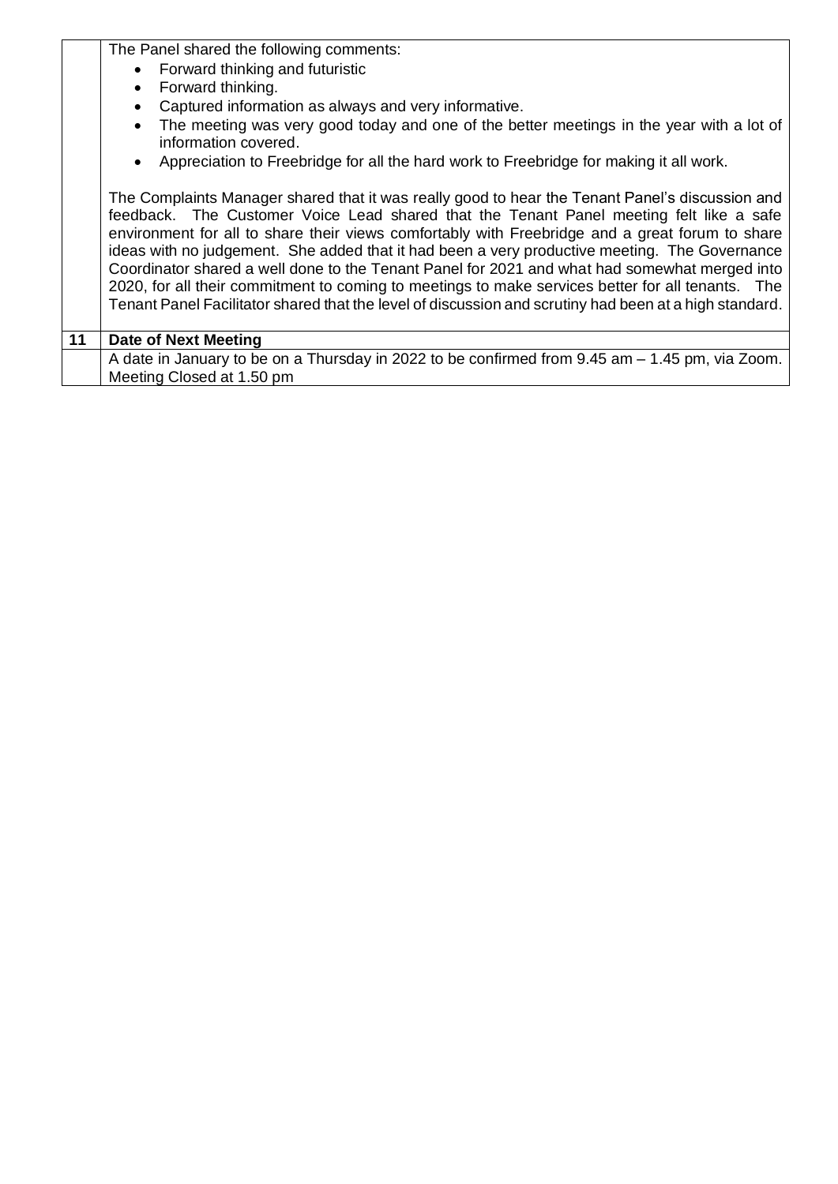| | |
|---|---|
| | The Panel shared the following comments:<br>• Forward thinking and futuristic<br>• Forward thinking.<br>• Captured information as always and very informative.<br>• The meeting was very good today and one of the better meetings in the year with a lot of information covered.<br>• Appreciation to Freebridge for all the hard work to Freebridge for making it all work.<br><br>The Complaints Manager shared that it was really good to hear the Tenant Panel's discussion and feedback. The Customer Voice Lead shared that the Tenant Panel meeting felt like a safe environment for all to share their views comfortably with Freebridge and a great forum to share ideas with no judgement. She added that it had been a very productive meeting. The Governance Coordinator shared a well done to the Tenant Panel for 2021 and what had somewhat merged into 2020, for all their commitment to coming to meetings to make services better for all tenants. The Tenant Panel Facilitator shared that the level of discussion and scrutiny had been at a high standard. |
| **11** | **Date of Next Meeting** |
| | A date in January to be on a Thursday in 2022 to be confirmed from 9.45 am – 1.45 pm, via Zoom.<br>Meeting Closed at 1.50 pm |